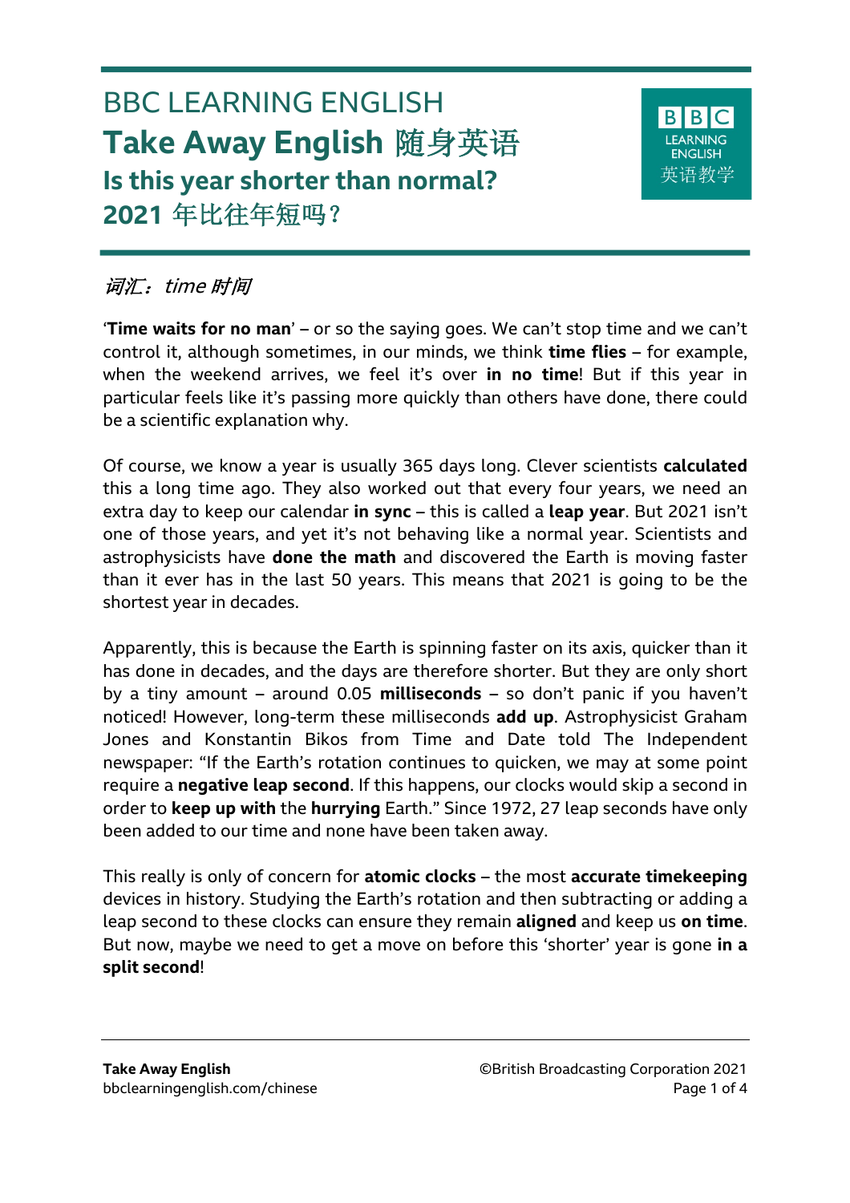# BBC LEARNING ENGLISH

# Take Away English 随身英语

## Is this year shorter than normal?

## 2021 年比往年短吗？

*词汇：time 时间*

‘**Time waits for no man**’ – or so the saying goes. We can’t stop time and we can’t control it, although sometimes, in our minds, we think **time flies** – for example, when the weekend arrives, we feel it’s over **in no time**! But if this year in particular feels like it’s passing more quickly than others have done, there could be a scientific explanation why.

Of course, we know a year is usually 365 days long. Clever scientists **calculated** this a long time ago. They also worked out that every four years, we need an extra day to keep our calendar **in sync** – this is called a **leap year**. But 2021 isn’t one of those years, and yet it’s not behaving like a normal year. Scientists and astrophysicists have **done the math** and discovered the Earth is moving faster than it ever has in the last 50 years. This means that 2021 is going to be the shortest year in decades.

Apparently, this is because the Earth is spinning faster on its axis, quicker than it has done in decades, and the days are therefore shorter. But they are only short by a tiny amount – around 0.05 **milliseconds** – so don’t panic if you haven’t noticed! However, long-term these milliseconds **add up**. Astrophysicist Graham Jones and Konstantin Bikos from Time and Date told The Independent newspaper: “If the Earth’s rotation continues to quicken, we may at some point require a **negative leap second**. If this happens, our clocks would skip a second in order to **keep up with** the **hurrying** Earth.” Since 1972, 27 leap seconds have only been added to our time and none have been taken away.

This really is only of concern for **atomic clocks** – the most **accurate timekeeping** devices in history. Studying the Earth’s rotation and then subtracting or adding a leap second to these clocks can ensure they remain **aligned** and keep us **on time**. But now, maybe we need to get a move on before this ‘shorter’ year is gone **in a split second**!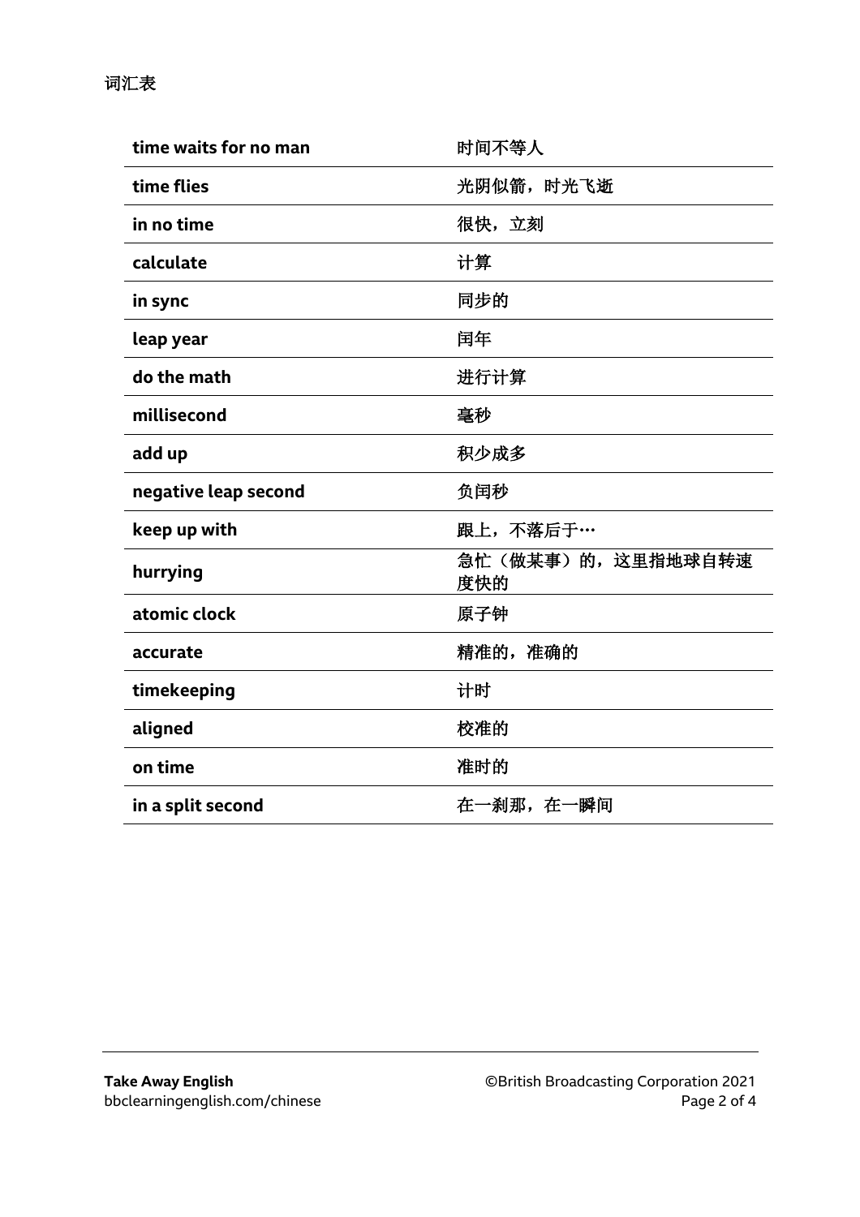词汇表

| | |
|---|---|
| **time waits for no man** | 时间不等人 |
| **time flies** | 光阴似箭，时光飞逝 |
| **in no time** | 很快，立刻 |
| **calculate** | 计算 |
| **in sync** | 同步的 |
| **leap year** | 闰年 |
| **do the math** | 进行计算 |
| **millisecond** | 毫秒 |
| **add up** | 积少成多 |
| **negative leap second** | 负闰秒 |
| **keep up with** | 跟上，不落后于… |
| **hurrying** | 急忙（做某事）的，这里指地球自转速度快的 |
| **atomic clock** | 原子钟 |
| **accurate** | 精准的，准确的 |
| **timekeeping** | 计时 |
| **aligned** | 校准的 |
| **on time** | 准时的 |
| **in a split second** | 在一刹那，在一瞬间 |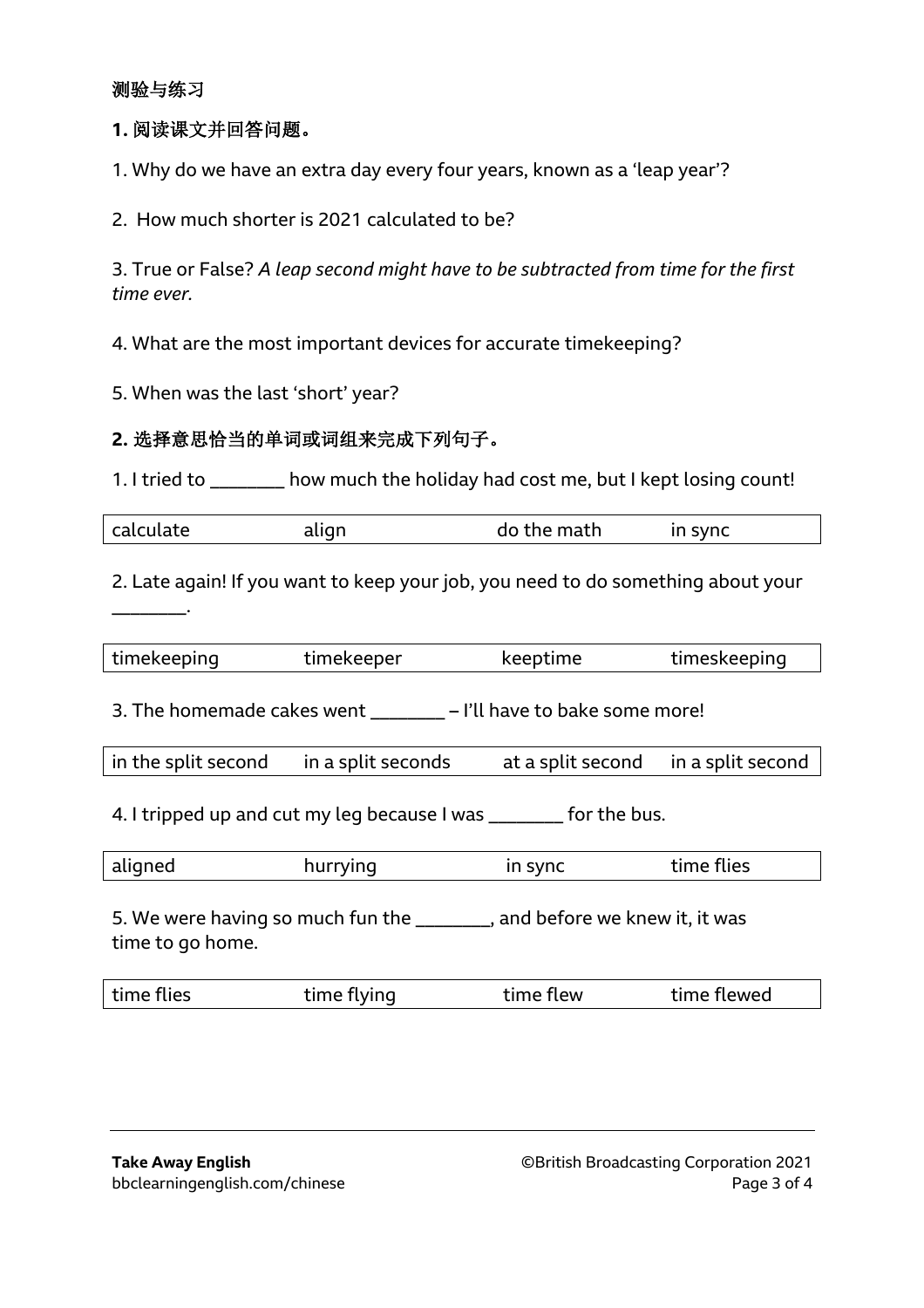**测验与练习**

**1. 阅读课文并回答问题。**

1. Why do we have an extra day every four years, known as a ‘leap year’?

2. How much shorter is 2021 calculated to be?

3. True or False? *A leap second might have to be subtracted from time for the first time ever.*

4. What are the most important devices for accurate timekeeping?

5. When was the last ‘short’ year?

**2. 选择意思恰当的单词或词组来完成下列句子。**

1. I tried to ________ how much the holiday had cost me, but I kept losing count!

| calculate | align | do the math | in sync |
|---|---|---|---|

2. Late again! If you want to keep your job, you need to do something about your ________.

| timekeeping | timekeeper | keeptime | timeskeeping |
|---|---|---|---|

3. The homemade cakes went ________ – I’ll have to bake some more!

| in the split second | in a split seconds | at a split second | in a split second |
|---|---|---|---|

4. I tripped up and cut my leg because I was ________ for the bus.

| aligned | hurrying | in sync | time flies |
|---|---|---|---|

5. We were having so much fun the ________, and before we knew it, it was time to go home.

| time flies | time flying | time flew | time flewed |
|---|---|---|---|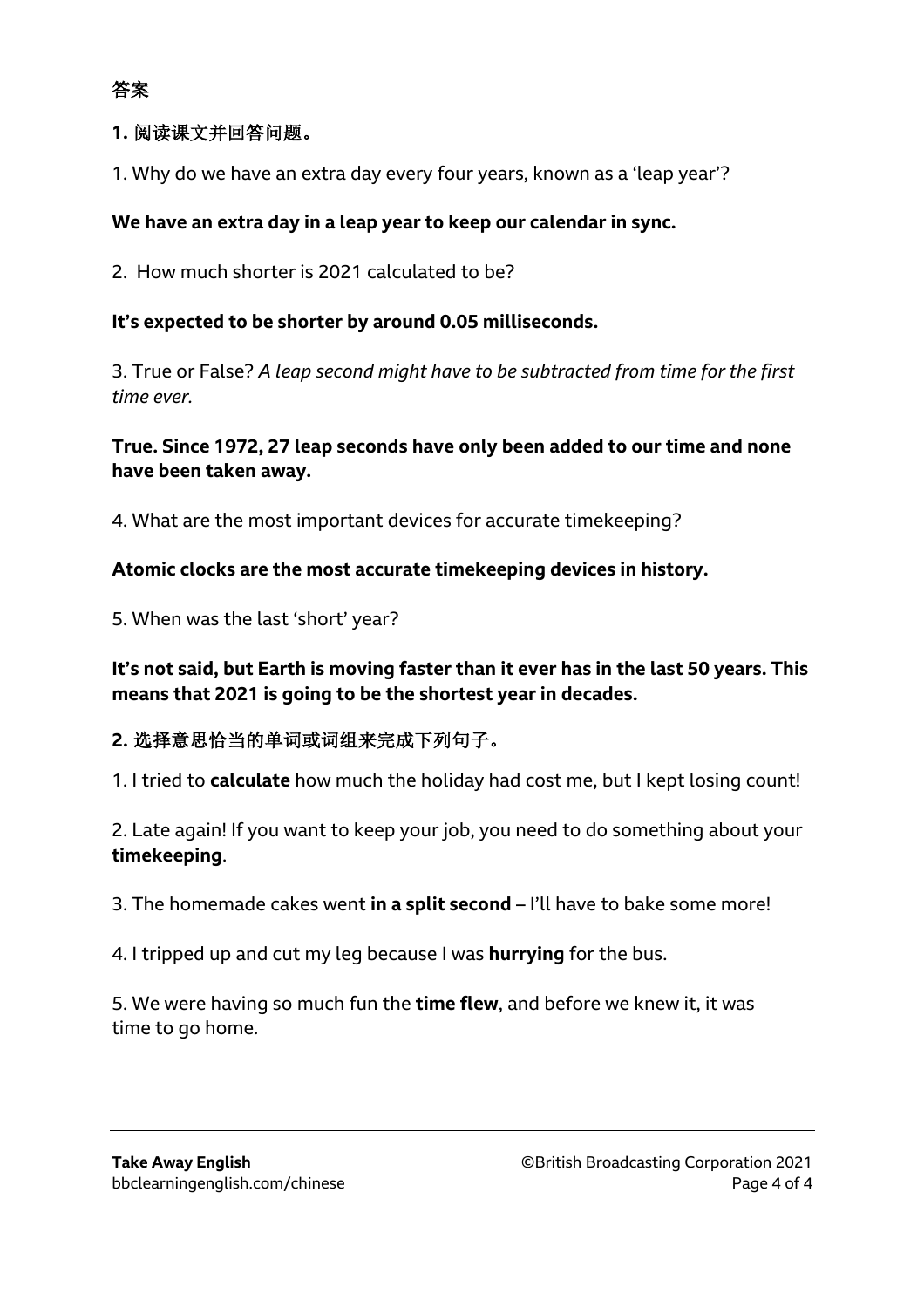答案

**1. 阅读课文并回答问题。**

1. Why do we have an extra day every four years, known as a 'leap year'?

**We have an extra day in a leap year to keep our calendar in sync.**

2. How much shorter is 2021 calculated to be?

**It's expected to be shorter by around 0.05 milliseconds.**

3. True or False? *A leap second might have to be subtracted from time for the first time ever.*

**True. Since 1972, 27 leap seconds have only been added to our time and none have been taken away.**

4. What are the most important devices for accurate timekeeping?

**Atomic clocks are the most accurate timekeeping devices in history.**

5. When was the last 'short' year?

**It's not said, but Earth is moving faster than it ever has in the last 50 years. This means that 2021 is going to be the shortest year in decades.**

**2. 选择意思恰当的单词或词组来完成下列句子。**

1. I tried to **calculate** how much the holiday had cost me, but I kept losing count!

2. Late again! If you want to keep your job, you need to do something about your **timekeeping**.

3. The homemade cakes went **in a split second** – I'll have to bake some more!

4. I tripped up and cut my leg because I was **hurrying** for the bus.

5. We were having so much fun the **time flew**, and before we knew it, it was time to go home.